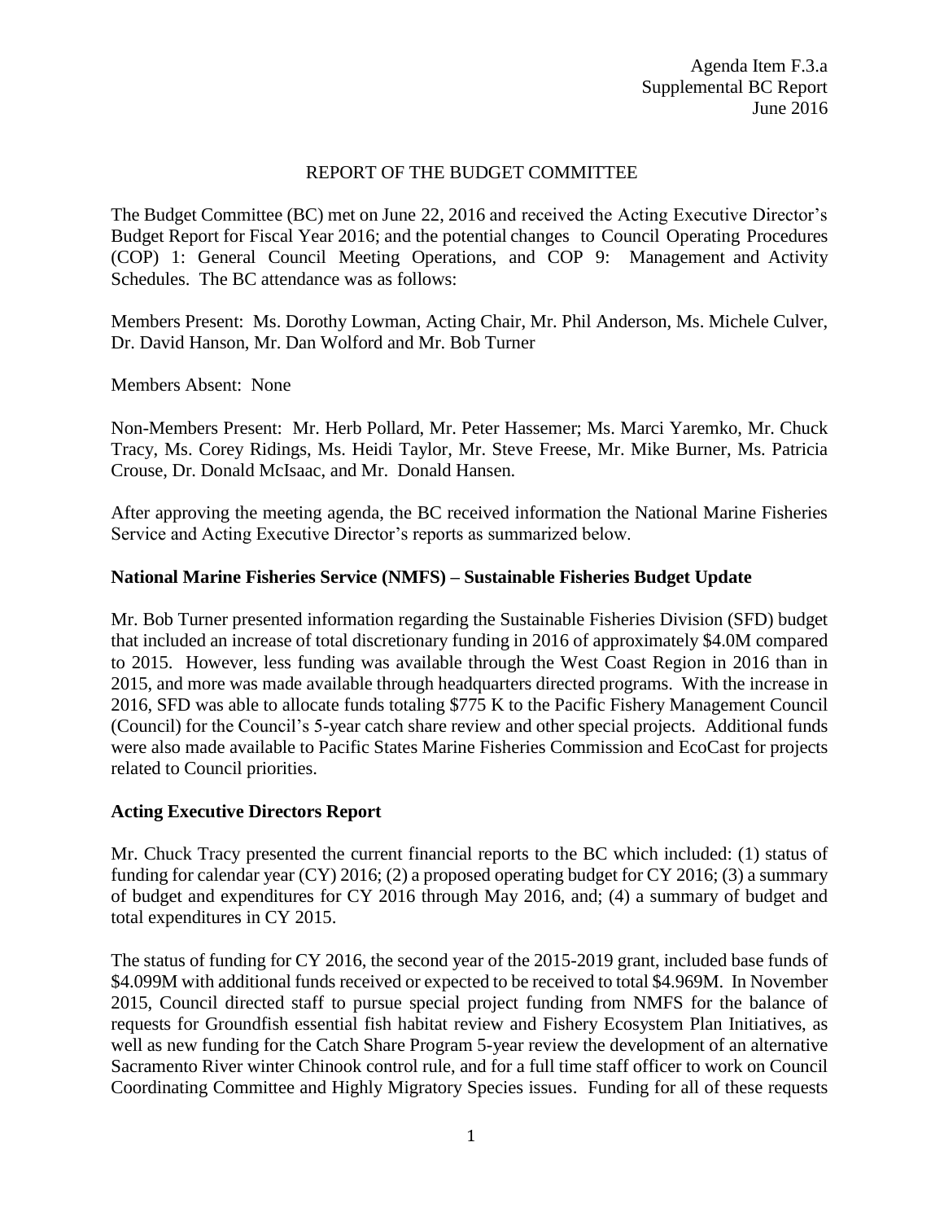Agenda Item F.3.a
Supplemental BC Report
June 2016

# REPORT OF THE BUDGET COMMITTEE

The Budget Committee (BC) met on June 22, 2016 and received the Acting Executive Director's Budget Report for Fiscal Year 2016; and the potential changes to Council Operating Procedures (COP) 1: General Council Meeting Operations, and COP 9: Management and Activity Schedules. The BC attendance was as follows:

Members Present: Ms. Dorothy Lowman, Acting Chair, Mr. Phil Anderson, Ms. Michele Culver, Dr. David Hanson, Mr. Dan Wolford and Mr. Bob Turner

Members Absent: None

Non-Members Present: Mr. Herb Pollard, Mr. Peter Hassemer; Ms. Marci Yaremko, Mr. Chuck Tracy, Ms. Corey Ridings, Ms. Heidi Taylor, Mr. Steve Freese, Mr. Mike Burner, Ms. Patricia Crouse, Dr. Donald McIsaac, and Mr. Donald Hansen.

After approving the meeting agenda, the BC received information the National Marine Fisheries Service and Acting Executive Director's reports as summarized below.

## National Marine Fisheries Service (NMFS) – Sustainable Fisheries Budget Update

Mr. Bob Turner presented information regarding the Sustainable Fisheries Division (SFD) budget that included an increase of total discretionary funding in 2016 of approximately \$4.0M compared to 2015. However, less funding was available through the West Coast Region in 2016 than in 2015, and more was made available through headquarters directed programs. With the increase in 2016, SFD was able to allocate funds totaling \$775 K to the Pacific Fishery Management Council (Council) for the Council's 5-year catch share review and other special projects. Additional funds were also made available to Pacific States Marine Fisheries Commission and EcoCast for projects related to Council priorities.

## Acting Executive Directors Report

Mr. Chuck Tracy presented the current financial reports to the BC which included: (1) status of funding for calendar year (CY) 2016; (2) a proposed operating budget for CY 2016; (3) a summary of budget and expenditures for CY 2016 through May 2016, and; (4) a summary of budget and total expenditures in CY 2015.

The status of funding for CY 2016, the second year of the 2015-2019 grant, included base funds of \$4.099M with additional funds received or expected to be received to total \$4.969M. In November 2015, Council directed staff to pursue special project funding from NMFS for the balance of requests for Groundfish essential fish habitat review and Fishery Ecosystem Plan Initiatives, as well as new funding for the Catch Share Program 5-year review the development of an alternative Sacramento River winter Chinook control rule, and for a full time staff officer to work on Council Coordinating Committee and Highly Migratory Species issues. Funding for all of these requests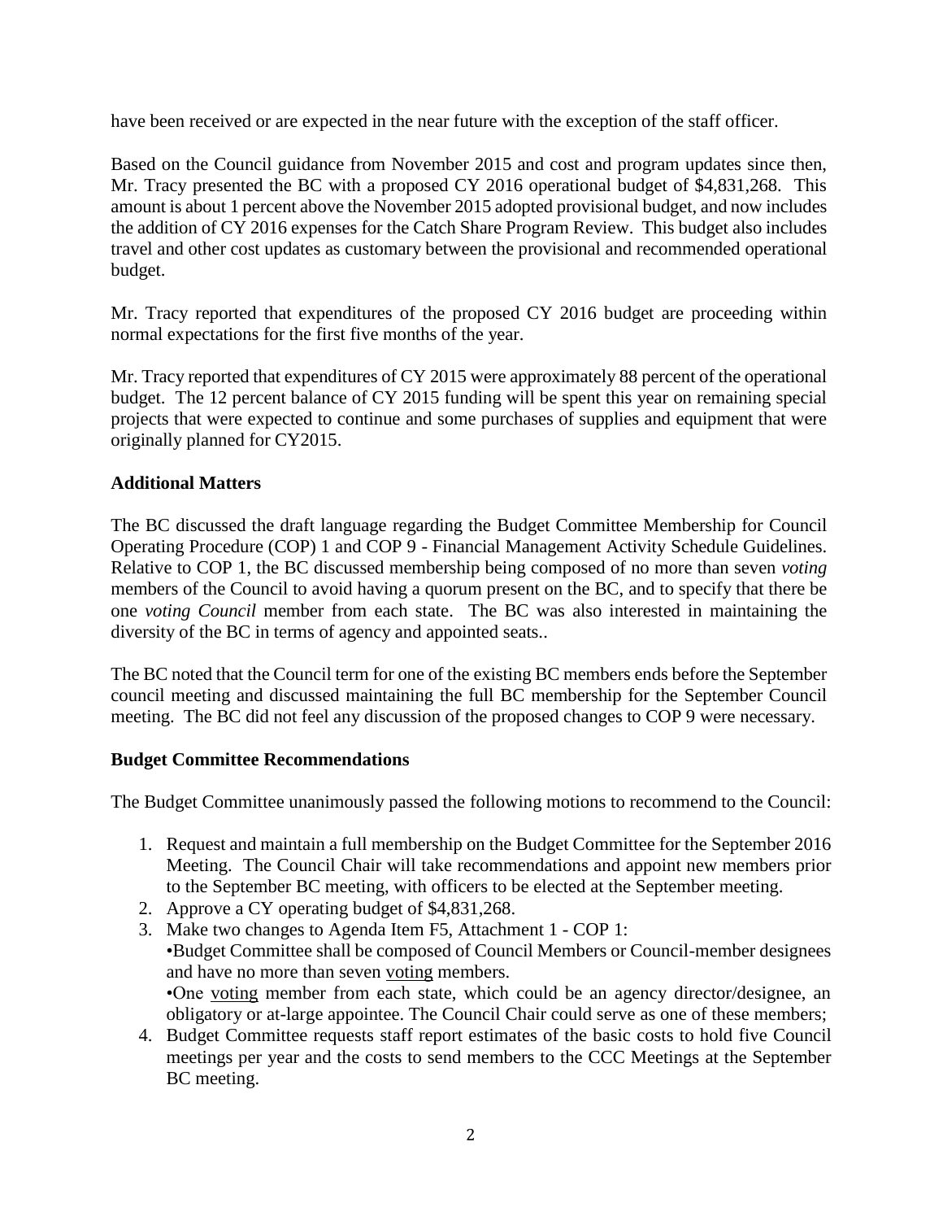have been received or are expected in the near future with the exception of the staff officer.

Based on the Council guidance from November 2015 and cost and program updates since then, Mr. Tracy presented the BC with a proposed CY 2016 operational budget of $4,831,268. This amount is about 1 percent above the November 2015 adopted provisional budget, and now includes the addition of CY 2016 expenses for the Catch Share Program Review. This budget also includes travel and other cost updates as customary between the provisional and recommended operational budget.

Mr. Tracy reported that expenditures of the proposed CY 2016 budget are proceeding within normal expectations for the first five months of the year.

Mr. Tracy reported that expenditures of CY 2015 were approximately 88 percent of the operational budget. The 12 percent balance of CY 2015 funding will be spent this year on remaining special projects that were expected to continue and some purchases of supplies and equipment that were originally planned for CY2015.

**Additional Matters**

The BC discussed the draft language regarding the Budget Committee Membership for Council Operating Procedure (COP) 1 and COP 9 - Financial Management Activity Schedule Guidelines. Relative to COP 1, the BC discussed membership being composed of no more than seven *voting* members of the Council to avoid having a quorum present on the BC, and to specify that there be one *voting Council* member from each state. The BC was also interested in maintaining the diversity of the BC in terms of agency and appointed seats..

The BC noted that the Council term for one of the existing BC members ends before the September council meeting and discussed maintaining the full BC membership for the September Council meeting. The BC did not feel any discussion of the proposed changes to COP 9 were necessary.

**Budget Committee Recommendations**

The Budget Committee unanimously passed the following motions to recommend to the Council:

1. Request and maintain a full membership on the Budget Committee for the September 2016 Meeting. The Council Chair will take recommendations and appoint new members prior to the September BC meeting, with officers to be elected at the September meeting.
2. Approve a CY operating budget of $4,831,268.
3. Make two changes to Agenda Item F5, Attachment 1 - COP 1:
   •Budget Committee shall be composed of Council Members or Council-member designees and have no more than seven voting members.
   •One voting member from each state, which could be an agency director/designee, an obligatory or at-large appointee. The Council Chair could serve as one of these members;
4. Budget Committee requests staff report estimates of the basic costs to hold five Council meetings per year and the costs to send members to the CCC Meetings at the September BC meeting.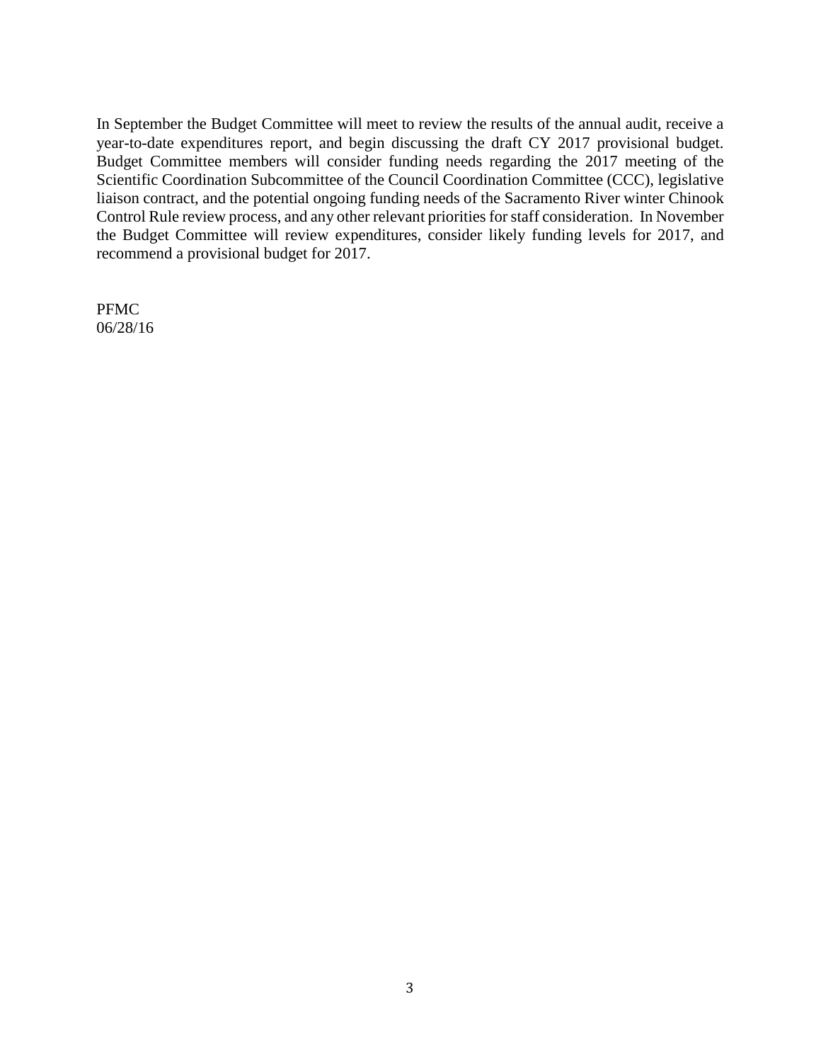In September the Budget Committee will meet to review the results of the annual audit, receive a year-to-date expenditures report, and begin discussing the draft CY 2017 provisional budget. Budget Committee members will consider funding needs regarding the 2017 meeting of the Scientific Coordination Subcommittee of the Council Coordination Committee (CCC), legislative liaison contract, and the potential ongoing funding needs of the Sacramento River winter Chinook Control Rule review process, and any other relevant priorities for staff consideration. In November the Budget Committee will review expenditures, consider likely funding levels for 2017, and recommend a provisional budget for 2017.

PFMC
06/28/16